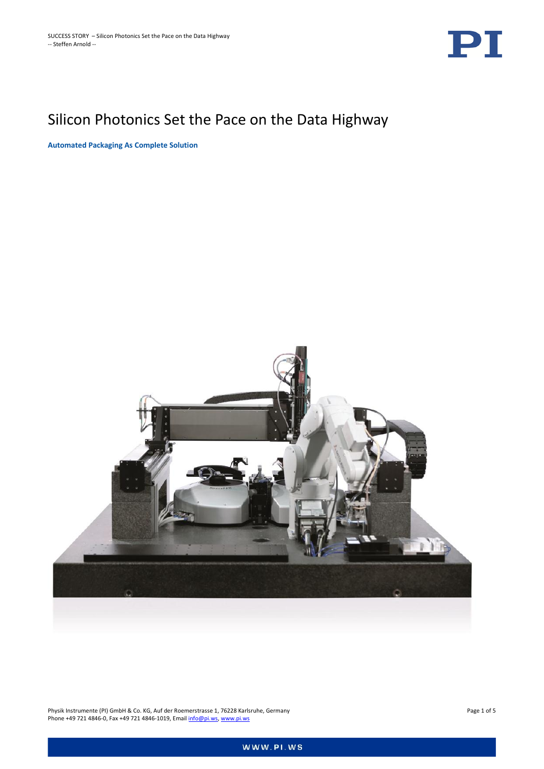# Silicon Photonics Set the Pace on the Data Highway

**Automated Packaging As Complete Solution**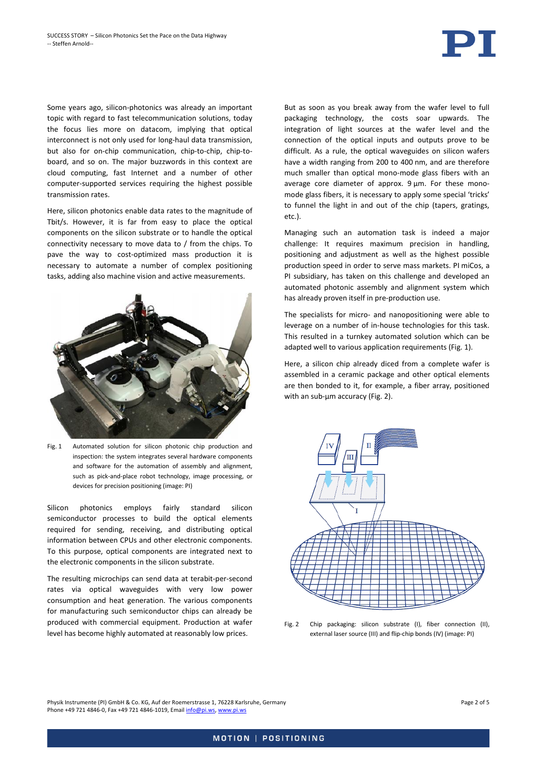Some years ago, silicon-photonics was already an important topic with regard to fast telecommunication solutions, today the focus lies more on datacom, implying that optical interconnect is not only used for long-haul data transmission, but also for on-chip communication, chip-to-chip, chip-to-board, and so on. The major buzzwords in this context are cloud computing, fast Internet and a number of other computer-supported services requiring the highest possible transmission rates.

Here, silicon photonics enable data rates to the magnitude of Tbit/s. However, it is far from easy to place the optical components on the silicon substrate or to handle the optical connectivity necessary to move data to / from the chips. To pave the way to cost-optimized mass production it is necessary to automate a number of complex positioning tasks, adding also machine vision and active measurements.

Fig. 1 Automated solution for silicon photonic chip production and inspection: the system integrates several hardware components and software for the automation of assembly and alignment, such as pick-and-place robot technology, image processing, or devices for precision positioning (image: PI)

Silicon photonics employs fairly standard silicon semiconductor processes to build the optical elements required for sending, receiving, and distributing optical information between CPUs and other electronic components. To this purpose, optical components are integrated next to the electronic components in the silicon substrate.

The resulting microchips can send data at terabit-per-second rates via optical waveguides with very low power consumption and heat generation. The various components for manufacturing such semiconductor chips can already be produced with commercial equipment. Production at wafer level has become highly automated at reasonably low prices.

But as soon as you break away from the wafer level to full packaging technology, the costs soar upwards. The integration of light sources at the wafer level and the connection of the optical inputs and outputs prove to be difficult. As a rule, the optical waveguides on silicon wafers have a width ranging from 200 to 400 nm, and are therefore much smaller than optical mono-mode glass fibers with an average core diameter of approx. 9 µm. For these mono-mode glass fibers, it is necessary to apply some special 'tricks' to funnel the light in and out of the chip (tapers, gratings, etc.).

Managing such an automation task is indeed a major challenge: It requires maximum precision in handling, positioning and adjustment as well as the highest possible production speed in order to serve mass markets. PI miCos, a PI subsidiary, has taken on this challenge and developed an automated photonic assembly and alignment system which has already proven itself in pre-production use.

The specialists for micro- and nanopositioning were able to leverage on a number of in-house technologies for this task. This resulted in a turnkey automated solution which can be adapted well to various application requirements (Fig. 1).

Here, a silicon chip already diced from a complete wafer is assembled in a ceramic package and other optical elements are then bonded to it, for example, a fiber array, positioned with an sub-µm accuracy (Fig. 2).

Fig. 2 Chip packaging: silicon substrate (I), fiber connection (II), external laser source (III) and flip-chip bonds (IV) (image: PI)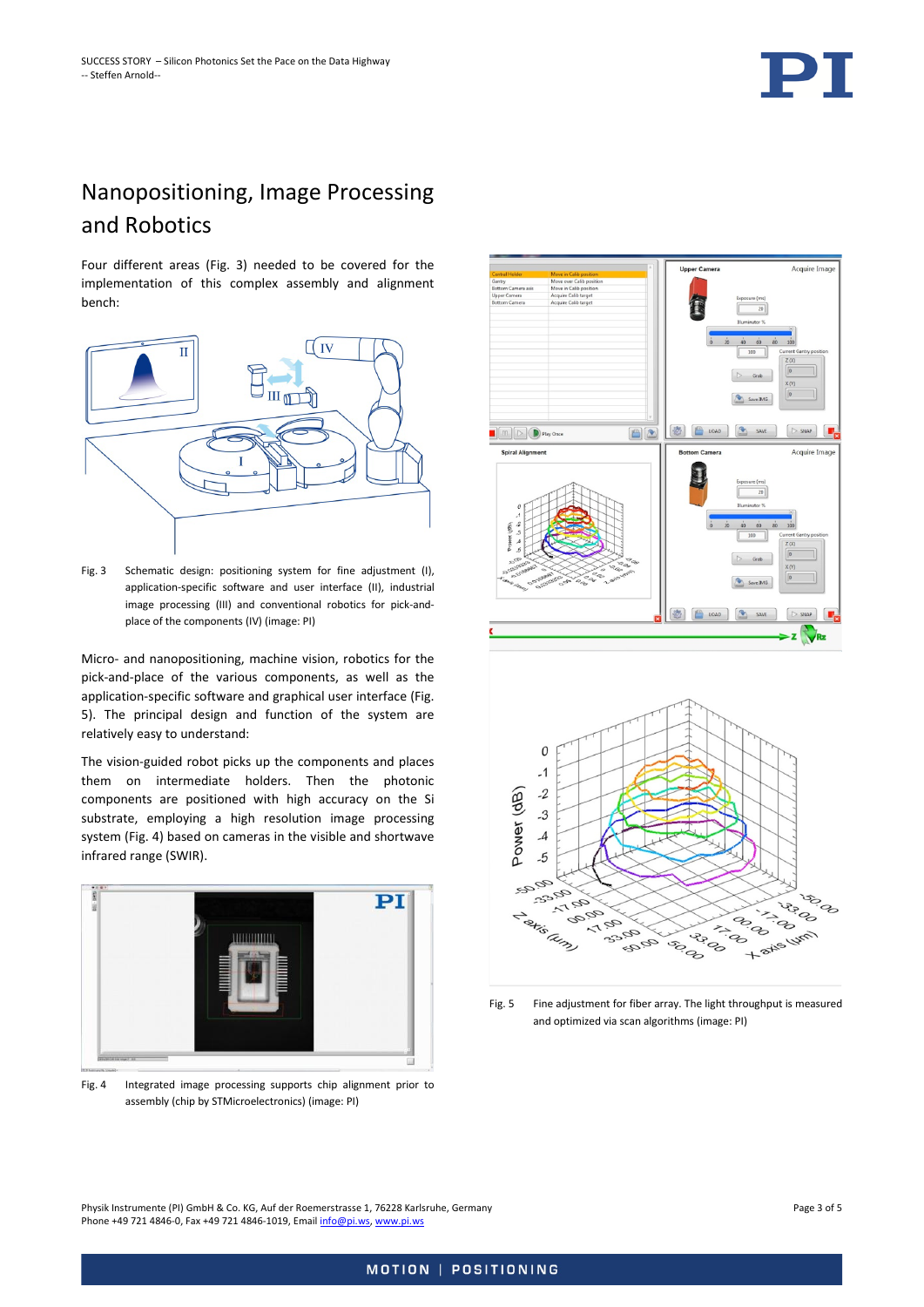# Nanopositioning, Image Processing and Robotics

Four different areas (Fig. 3) needed to be covered for the implementation of this complex assembly and alignment bench:

Fig. 3 Schematic design: positioning system for fine adjustment (I), application-specific software and user interface (II), industrial image processing (III) and conventional robotics for pick-and-place of the components (IV) (image: PI)

Micro- and nanopositioning, machine vision, robotics for the pick-and-place of the various components, as well as the application-specific software and graphical user interface (Fig. 5). The principal design and function of the system are relatively easy to understand:

The vision-guided robot picks up the components and places them on intermediate holders. Then the photonic components are positioned with high accuracy on the Si substrate, employing a high resolution image processing system (Fig. 4) based on cameras in the visible and shortwave infrared range (SWIR).

Fig. 4 Integrated image processing supports chip alignment prior to assembly (chip by STMicroelectronics) (image: PI)

Fig. 5 Fine adjustment for fiber array. The light throughput is measured and optimized via scan algorithms (image: PI)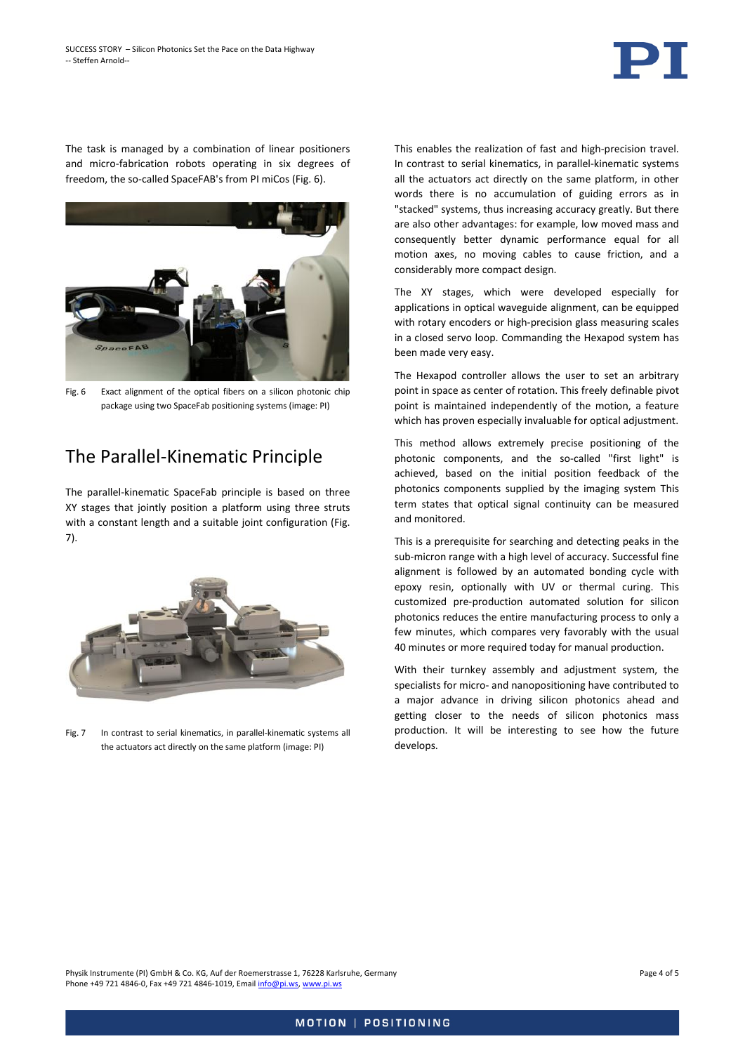The task is managed by a combination of linear positioners and micro-fabrication robots operating in six degrees of freedom, the so-called SpaceFAB's from PI miCos (Fig. 6).

Fig. 6 Exact alignment of the optical fibers on a silicon photonic chip package using two SpaceFab positioning systems (image: PI)

## The Parallel-Kinematic Principle

The parallel-kinematic SpaceFab principle is based on three XY stages that jointly position a platform using three struts with a constant length and a suitable joint configuration (Fig. 7).

Fig. 7 In contrast to serial kinematics, in parallel-kinematic systems all the actuators act directly on the same platform (image: PI)

This enables the realization of fast and high-precision travel. In contrast to serial kinematics, in parallel-kinematic systems all the actuators act directly on the same platform, in other words there is no accumulation of guiding errors as in "stacked" systems, thus increasing accuracy greatly. But there are also other advantages: for example, low moved mass and consequently better dynamic performance equal for all motion axes, no moving cables to cause friction, and a considerably more compact design.

The XY stages, which were developed especially for applications in optical waveguide alignment, can be equipped with rotary encoders or high-precision glass measuring scales in a closed servo loop. Commanding the Hexapod system has been made very easy.

The Hexapod controller allows the user to set an arbitrary point in space as center of rotation. This freely definable pivot point is maintained independently of the motion, a feature which has proven especially invaluable for optical adjustment.

This method allows extremely precise positioning of the photonic components, and the so-called "first light" is achieved, based on the initial position feedback of the photonics components supplied by the imaging system This term states that optical signal continuity can be measured and monitored.

This is a prerequisite for searching and detecting peaks in the sub-micron range with a high level of accuracy. Successful fine alignment is followed by an automated bonding cycle with epoxy resin, optionally with UV or thermal curing. This customized pre-production automated solution for silicon photonics reduces the entire manufacturing process to only a few minutes, which compares very favorably with the usual 40 minutes or more required today for manual production.

With their turnkey assembly and adjustment system, the specialists for micro- and nanopositioning have contributed to a major advance in driving silicon photonics ahead and getting closer to the needs of silicon photonics mass production. It will be interesting to see how the future develops.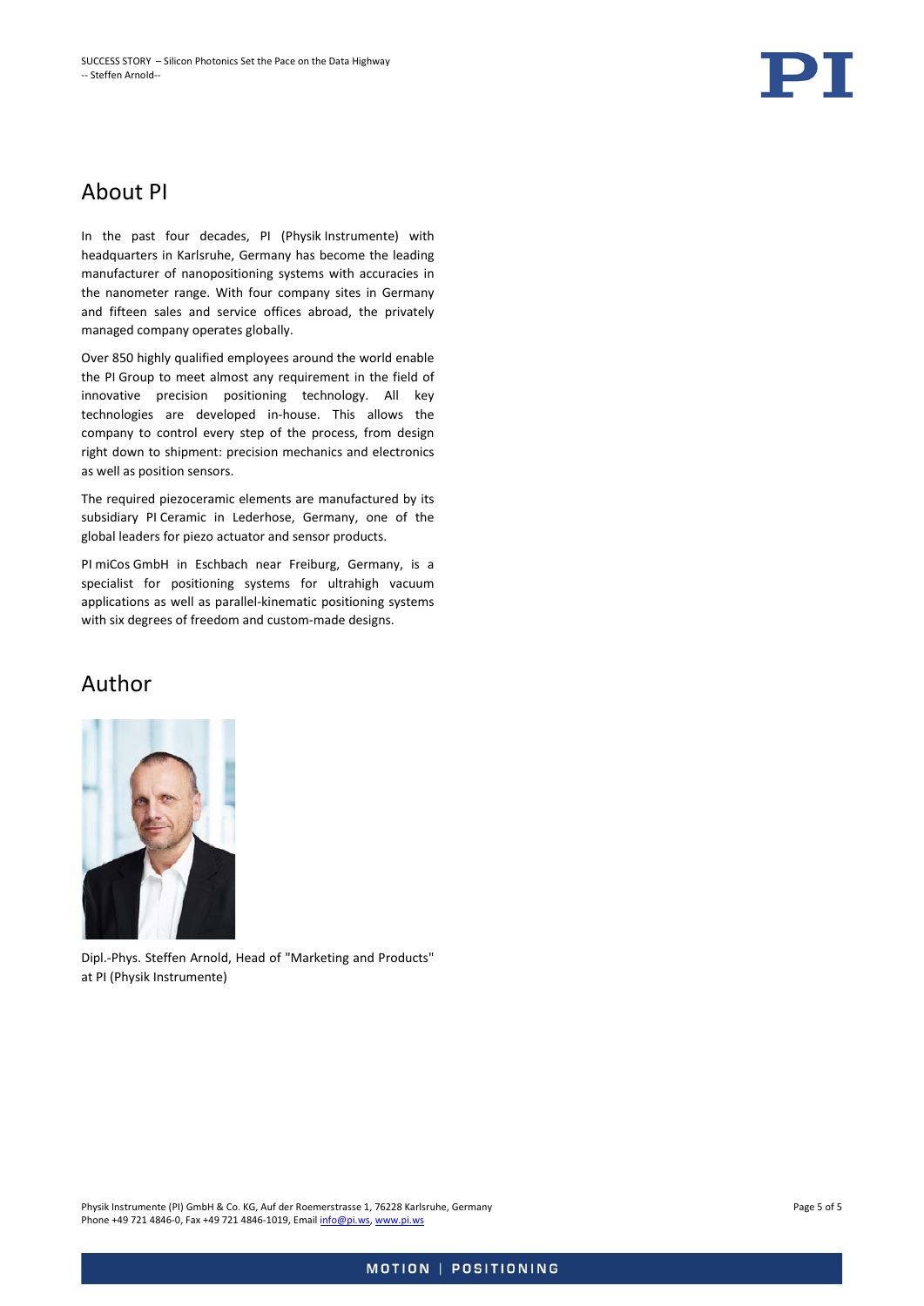## About PI

In the past four decades, PI (Physik Instrumente) with headquarters in Karlsruhe, Germany has become the leading manufacturer of nanopositioning systems with accuracies in the nanometer range. With four company sites in Germany and fifteen sales and service offices abroad, the privately managed company operates globally.

Over 850 highly qualified employees around the world enable the PI Group to meet almost any requirement in the field of innovative precision positioning technology. All key technologies are developed in-house. This allows the company to control every step of the process, from design right down to shipment: precision mechanics and electronics as well as position sensors.

The required piezoceramic elements are manufactured by its subsidiary PI Ceramic in Lederhose, Germany, one of the global leaders for piezo actuator and sensor products.

PI miCos GmbH in Eschbach near Freiburg, Germany, is a specialist for positioning systems for ultrahigh vacuum applications as well as parallel-kinematic positioning systems with six degrees of freedom and custom-made designs.

## Author

Dipl.-Phys. Steffen Arnold, Head of "Marketing and Products" at PI (Physik Instrumente)

Physik Instrumente (PI) GmbH & Co. KG, Auf der Roemerstrasse 1, 76228 Karlsruhe, Germany
Phone +49 721 4846-0, Fax +49 721 4846-1019, Email info@pi.ws, www.pi.ws